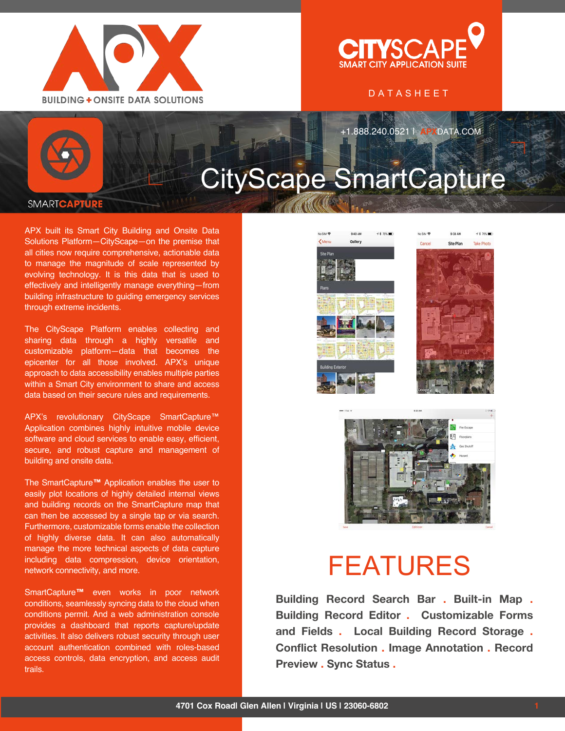APX

BUILDING + ONSITE DATA SOLUTIONS

CITYSCAPE

SMART CITY APPLICATION SUITE

DATASHEET

+1.888.240.0521 | APXDATA.COM

SMARTCAPTURE

# CityScape SmartCapture

APX built its Smart City Building and Onsite Data Solutions Platform—CityScape—on the premise that all cities now require comprehensive, actionable data to manage the magnitude of scale represented by evolving technology. It is this data that is used to effectively and intelligently manage everything—from building infrastructure to guiding emergency services through extreme incidents.

The CityScape Platform enables collecting and sharing data through a highly versatile and customizable platform—data that becomes the epicenter for all those involved. APX's unique approach to data accessibility enables multiple parties within a Smart City environment to share and access data based on their secure rules and requirements.

APX's revolutionary CityScape SmartCapture™ Application combines highly intuitive mobile device software and cloud services to enable easy, efficient, secure, and robust capture and management of building and onsite data.

The SmartCapture™ Application enables the user to easily plot locations of highly detailed internal views and building records on the SmartCapture map that can then be accessed by a single tap or via search. Furthermore, customizable forms enable the collection of highly diverse data. It can also automatically manage the more technical aspects of data capture including data compression, device orientation, network connectivity, and more.

SmartCapture™ even works in poor network conditions, seamlessly syncing data to the cloud when conditions permit. And a web administration console provides a dashboard that reports capture/update activities. It also delivers robust security through user account authentication combined with roles-based access controls, data encryption, and access audit trails.

# FEATURES

**Building Record Search Bar . Built-in Map . Building Record Editor . Customizable Forms and Fields . Local Building Record Storage . Conflict Resolution . Image Annotation . Record Preview . Sync Status .**

4701 Cox Roadl Glen Allen | Virginia | US | 23060-6802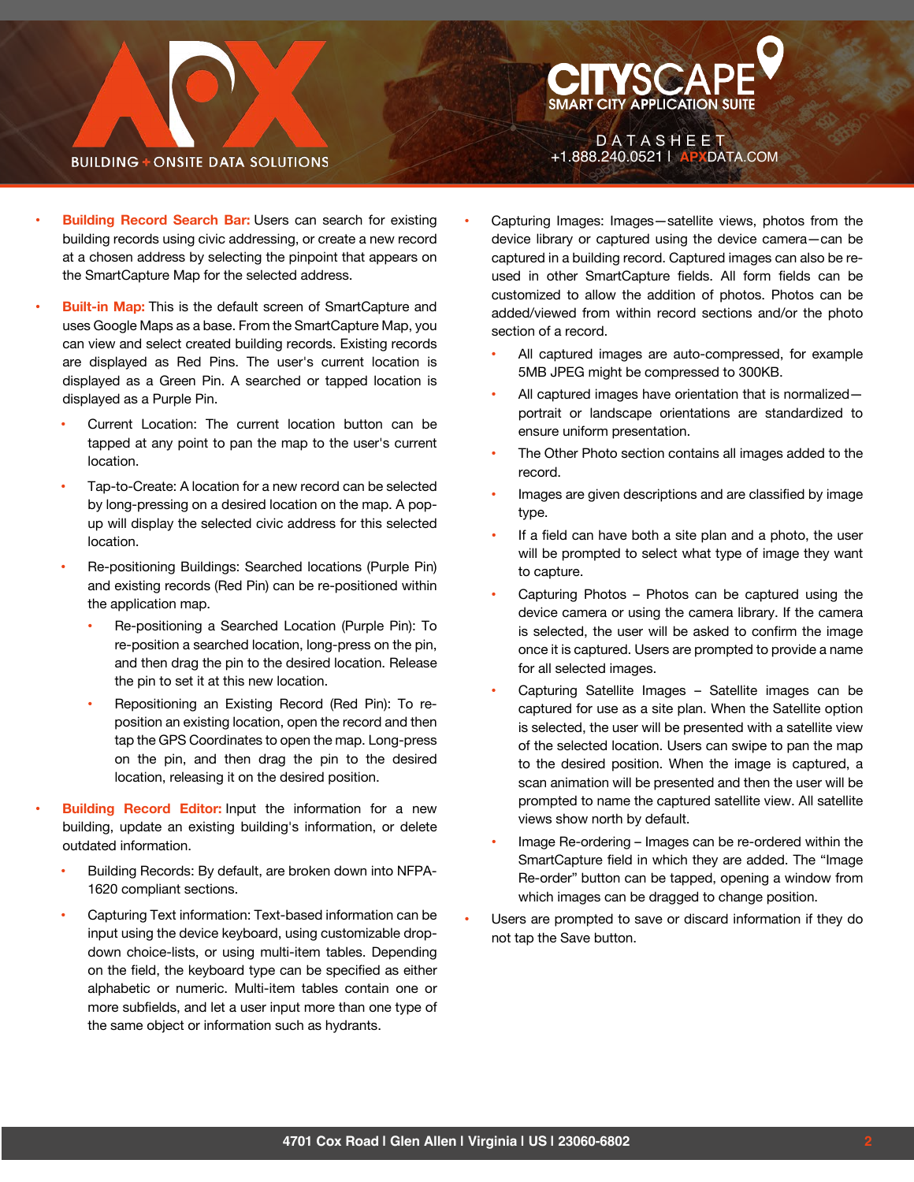- **Building Record Search Bar:** Users can search for existing building records using civic addressing, or create a new record at a chosen address by selecting the pinpoint that appears on the SmartCapture Map for the selected address.
- **Built-in Map:** This is the default screen of SmartCapture and uses Google Maps as a base. From the SmartCapture Map, you can view and select created building records. Existing records are displayed as Red Pins. The user's current location is displayed as a Green Pin. A searched or tapped location is displayed as a Purple Pin.
  - Current Location: The current location button can be tapped at any point to pan the map to the user's current location.
  - Tap-to-Create: A location for a new record can be selected by long-pressing on a desired location on the map. A pop-up will display the selected civic address for this selected location.
  - Re-positioning Buildings: Searched locations (Purple Pin) and existing records (Red Pin) can be re-positioned within the application map.
    - Re-positioning a Searched Location (Purple Pin): To re-position a searched location, long-press on the pin, and then drag the pin to the desired location. Release the pin to set it at this new location.
    - Repositioning an Existing Record (Red Pin): To re-position an existing location, open the record and then tap the GPS Coordinates to open the map. Long-press on the pin, and then drag the pin to the desired location, releasing it on the desired position.
- **Building Record Editor:** Input the information for a new building, update an existing building's information, or delete outdated information.
  - Building Records: By default, are broken down into NFPA-1620 compliant sections.
  - Capturing Text information: Text-based information can be input using the device keyboard, using customizable drop-down choice-lists, or using multi-item tables. Depending on the field, the keyboard type can be specified as either alphabetic or numeric. Multi-item tables contain one or more subfields, and let a user input more than one type of the same object or information such as hydrants.
- Capturing Images: Images—satellite views, photos from the device library or captured using the device camera—can be captured in a building record. Captured images can also be re-used in other SmartCapture fields. All form fields can be customized to allow the addition of photos. Photos can be added/viewed from within record sections and/or the photo section of a record.
  - All captured images are auto-compressed, for example 5MB JPEG might be compressed to 300KB.
  - All captured images have orientation that is normalized—portrait or landscape orientations are standardized to ensure uniform presentation.
  - The Other Photo section contains all images added to the record.
  - Images are given descriptions and are classified by image type.
  - If a field can have both a site plan and a photo, the user will be prompted to select what type of image they want to capture.
  - Capturing Photos – Photos can be captured using the device camera or using the camera library. If the camera is selected, the user will be asked to confirm the image once it is captured. Users are prompted to provide a name for all selected images.
  - Capturing Satellite Images – Satellite images can be captured for use as a site plan. When the Satellite option is selected, the user will be presented with a satellite view of the selected location. Users can swipe to pan the map to the desired position. When the image is captured, a scan animation will be presented and then the user will be prompted to name the captured satellite view. All satellite views show north by default.
  - Image Re-ordering – Images can be re-ordered within the SmartCapture field in which they are added. The "Image Re-order" button can be tapped, opening a window from which images can be dragged to change position.
- Users are prompted to save or discard information if they do not tap the Save button.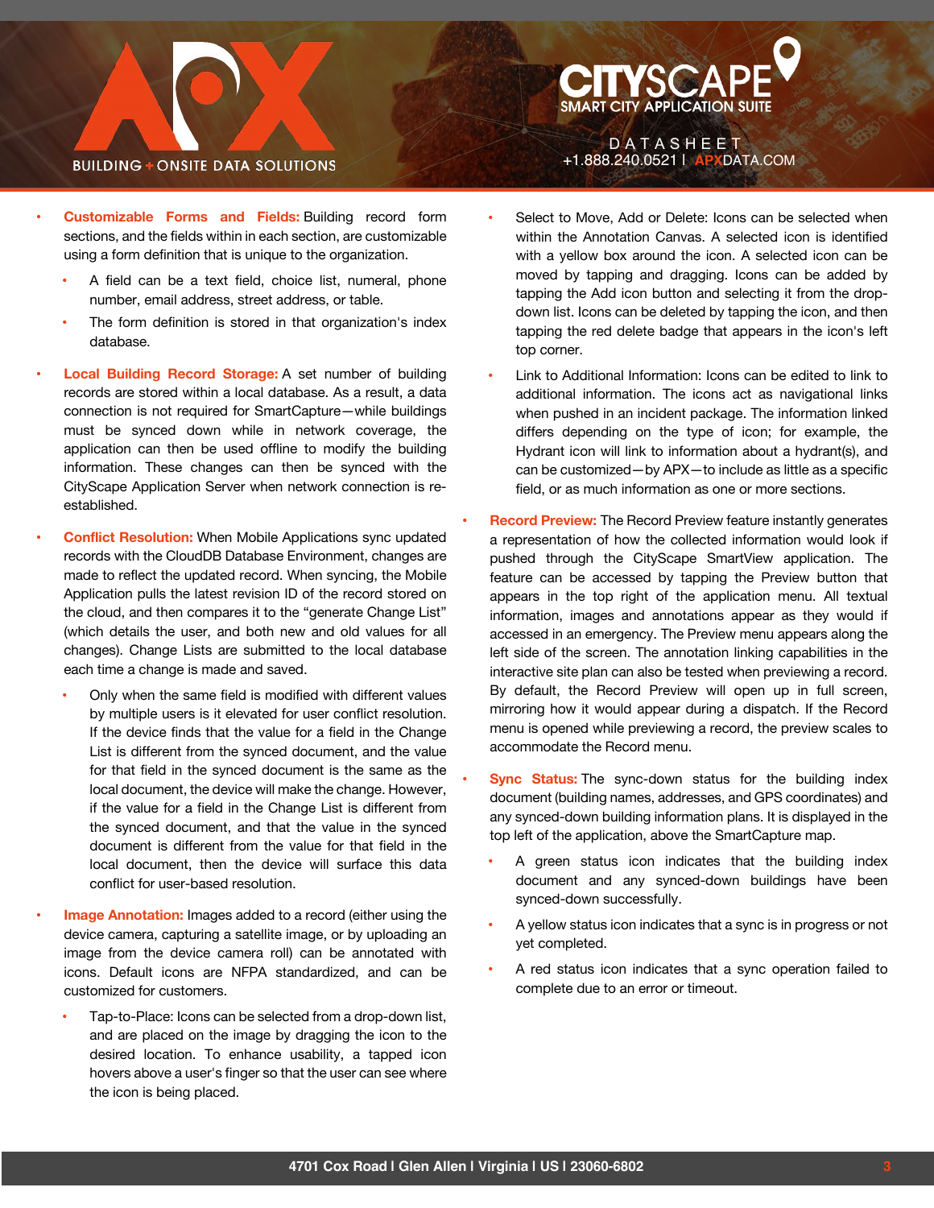- **Customizable Forms and Fields:** Building record form sections, and the fields within in each section, are customizable using a form definition that is unique to the organization.
  - A field can be a text field, choice list, numeral, phone number, email address, street address, or table.
  - The form definition is stored in that organization's index database.
- **Local Building Record Storage:** A set number of building records are stored within a local database. As a result, a data connection is not required for SmartCapture—while buildings must be synced down while in network coverage, the application can then be used offline to modify the building information. These changes can then be synced with the CityScape Application Server when network connection is re-established.
- **Conflict Resolution:** When Mobile Applications sync updated records with the CloudDB Database Environment, changes are made to reflect the updated record. When syncing, the Mobile Application pulls the latest revision ID of the record stored on the cloud, and then compares it to the "generate Change List" (which details the user, and both new and old values for all changes). Change Lists are submitted to the local database each time a change is made and saved.
  - Only when the same field is modified with different values by multiple users is it elevated for user conflict resolution. If the device finds that the value for a field in the Change List is different from the synced document, and the value for that field in the synced document is the same as the local document, the device will make the change. However, if the value for a field in the Change List is different from the synced document, and that the value in the synced document is different from the value for that field in the local document, then the device will surface this data conflict for user-based resolution.
- **Image Annotation:** Images added to a record (either using the device camera, capturing a satellite image, or by uploading an image from the device camera roll) can be annotated with icons. Default icons are NFPA standardized, and can be customized for customers.
  - Tap-to-Place: Icons can be selected from a drop-down list, and are placed on the image by dragging the icon to the desired location. To enhance usability, a tapped icon hovers above a user's finger so that the user can see where the icon is being placed.
  - Select to Move, Add or Delete: Icons can be selected when within the Annotation Canvas. A selected icon is identified with a yellow box around the icon. A selected icon can be moved by tapping and dragging. Icons can be added by tapping the Add icon button and selecting it from the drop-down list. Icons can be deleted by tapping the icon, and then tapping the red delete badge that appears in the icon's left top corner.
  - Link to Additional Information: Icons can be edited to link to additional information. The icons act as navigational links when pushed in an incident package. The information linked differs depending on the type of icon; for example, the Hydrant icon will link to information about a hydrant(s), and can be customized—by APX—to include as little as a specific field, or as much information as one or more sections.
- **Record Preview:** The Record Preview feature instantly generates a representation of how the collected information would look if pushed through the CityScape SmartView application. The feature can be accessed by tapping the Preview button that appears in the top right of the application menu. All textual information, images and annotations appear as they would if accessed in an emergency. The Preview menu appears along the left side of the screen. The annotation linking capabilities in the interactive site plan can also be tested when previewing a record. By default, the Record Preview will open up in full screen, mirroring how it would appear during a dispatch. If the Record menu is opened while previewing a record, the preview scales to accommodate the Record menu.
- **Sync Status:** The sync-down status for the building index document (building names, addresses, and GPS coordinates) and any synced-down building information plans. It is displayed in the top left of the application, above the SmartCapture map.
  - A green status icon indicates that the building index document and any synced-down buildings have been synced-down successfully.
  - A yellow status icon indicates that a sync is in progress or not yet completed.
  - A red status icon indicates that a sync operation failed to complete due to an error or timeout.